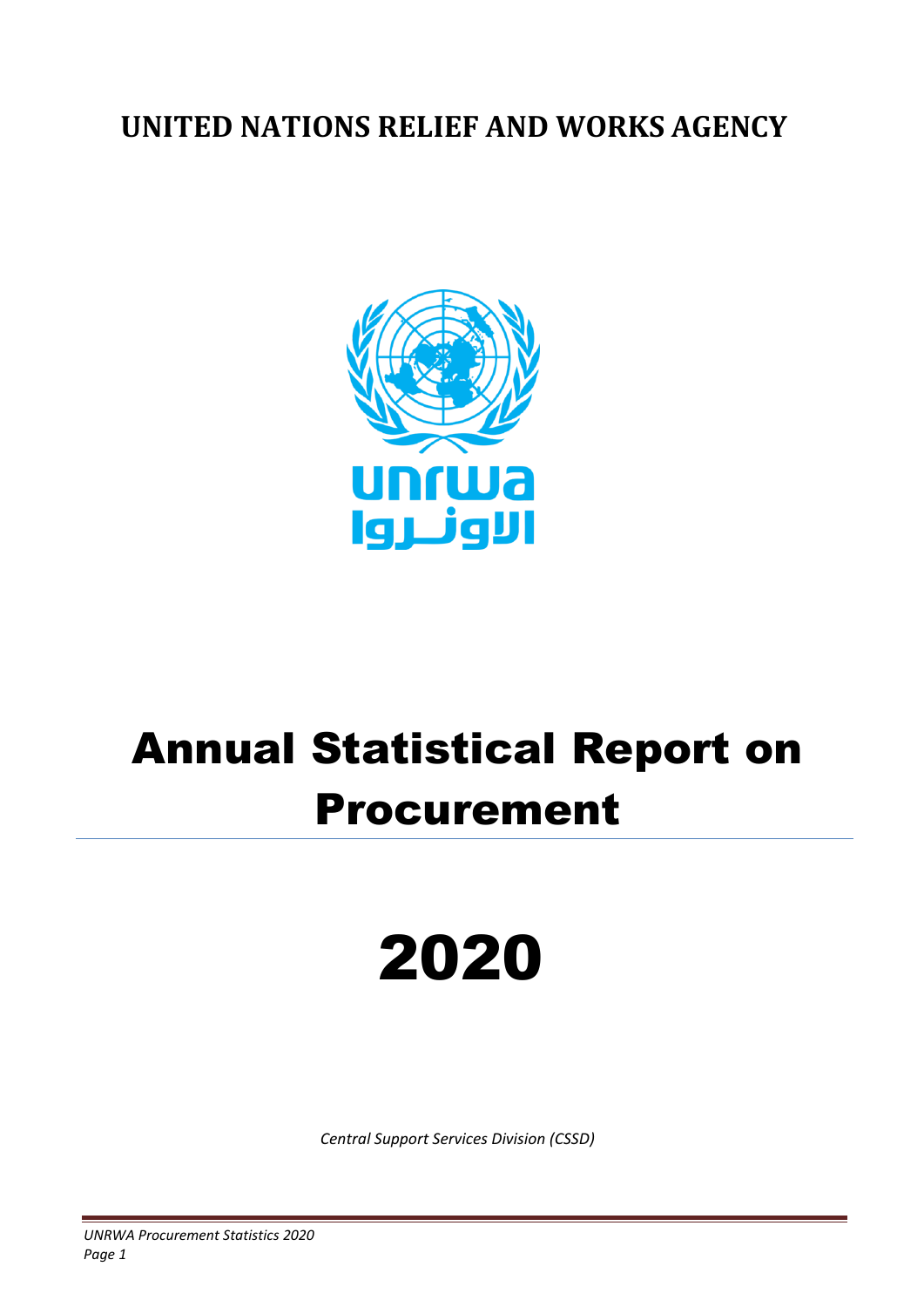# UNITED NATIONS RELIEF AND WORKS AGENCY

# Annual Statistical Report on Procurement

# 2020

*Central Support Services Division (CSSD)*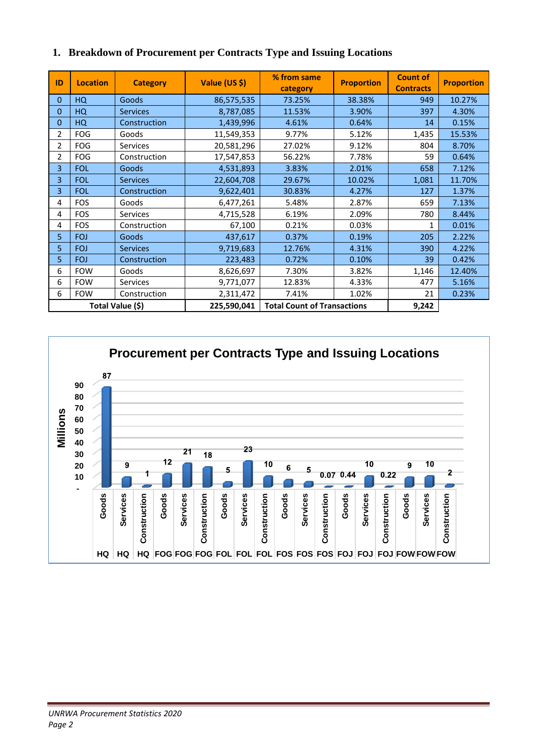## 1. Breakdown of Procurement per Contracts Type and Issuing Locations

| ID | Location | Category | Value (US $) | % from same category | Proportion | Count of Contracts | Proportion |
|---|---|---|---|---|---|---|---|
| 0 | HQ | Goods | 86,575,535 | 73.25% | 38.38% | 949 | 10.27% |
| 0 | HQ | Services | 8,787,085 | 11.53% | 3.90% | 397 | 4.30% |
| 0 | HQ | Construction | 1,439,996 | 4.61% | 0.64% | 14 | 0.15% |
| 2 | FOG | Goods | 11,549,353 | 9.77% | 5.12% | 1,435 | 15.53% |
| 2 | FOG | Services | 20,581,296 | 27.02% | 9.12% | 804 | 8.70% |
| 2 | FOG | Construction | 17,547,853 | 56.22% | 7.78% | 59 | 0.64% |
| 3 | FOL | Goods | 4,531,893 | 3.83% | 2.01% | 658 | 7.12% |
| 3 | FOL | Services | 22,604,708 | 29.67% | 10.02% | 1,081 | 11.70% |
| 3 | FOL | Construction | 9,622,401 | 30.83% | 4.27% | 127 | 1.37% |
| 4 | FOS | Goods | 6,477,261 | 5.48% | 2.87% | 659 | 7.13% |
| 4 | FOS | Services | 4,715,528 | 6.19% | 2.09% | 780 | 8.44% |
| 4 | FOS | Construction | 67,100 | 0.21% | 0.03% | 1 | 0.01% |
| 5 | FOJ | Goods | 437,617 | 0.37% | 0.19% | 205 | 2.22% |
| 5 | FOJ | Services | 9,719,683 | 12.76% | 4.31% | 390 | 4.22% |
| 5 | FOJ | Construction | 223,483 | 0.72% | 0.10% | 39 | 0.42% |
| 6 | FOW | Goods | 8,626,697 | 7.30% | 3.82% | 1,146 | 12.40% |
| 6 | FOW | Services | 9,771,077 | 12.83% | 4.33% | 477 | 5.16% |
| 6 | FOW | Construction | 2,311,472 | 7.41% | 1.02% | 21 | 0.23% |
| Total Value ($) | | | 225,590,041 | Total Count of Transactions | | 9,242 | |

**Procurement per Contracts Type and Issuing Locations**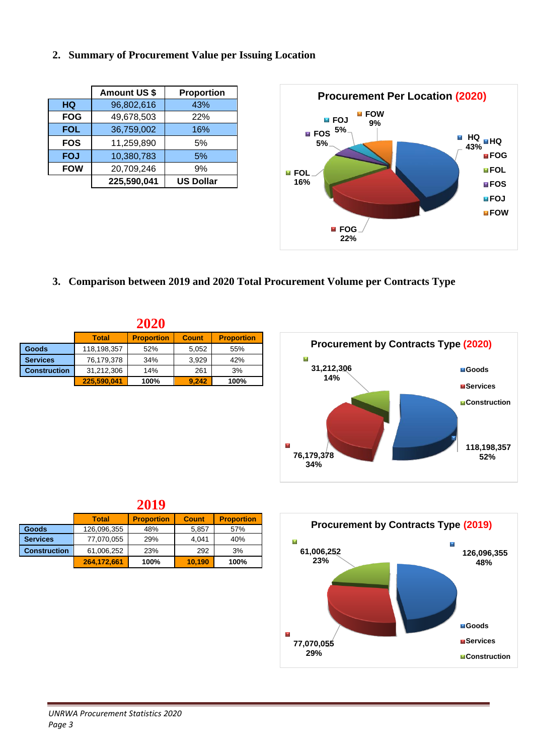## 2. Summary of Procurement Value per Issuing Location

| | Amount US $ | Proportion |
|---|---|---|
| HQ | 96,802,616 | 43% |
| FOG | 49,678,503 | 22% |
| FOL | 36,759,002 | 16% |
| FOS | 11,259,890 | 5% |
| FOJ | 10,380,783 | 5% |
| FOW | 20,709,246 | 9% |
| | 225,590,041 | US Dollar |

**Procurement Per Location (2020)**

HQ 43%, FOG 22%, FOL 16%, FOS 5%, FOJ 5%, FOW 9%

## 3. Comparison between 2019 and 2020 Total Procurement Volume per Contracts Type

**2020**

| | Total | Proportion | Count | Proportion |
|---|---|---|---|---|
| Goods | 118,198,357 | 52% | 5,052 | 55% |
| Services | 76,179,378 | 34% | 3,929 | 42% |
| Construction | 31,212,306 | 14% | 261 | 3% |
| | 225,590,041 | 100% | 9,242 | 100% |

**Procurement by Contracts Type (2020)**

Goods 118,198,357 52%; Services 76,179,378 34%; Construction 31,212,306 14%

**2019**

| | Total | Proportion | Count | Proportion |
|---|---|---|---|---|
| Goods | 126,096,355 | 48% | 5,857 | 57% |
| Services | 77,070,055 | 29% | 4,041 | 40% |
| Construction | 61,006,252 | 23% | 292 | 3% |
| | 264,172,661 | 100% | 10,190 | 100% |

**Procurement by Contracts Type (2019)**

Goods 126,096,355 48%; Services 77,070,055 29%; Construction 61,006,252 23%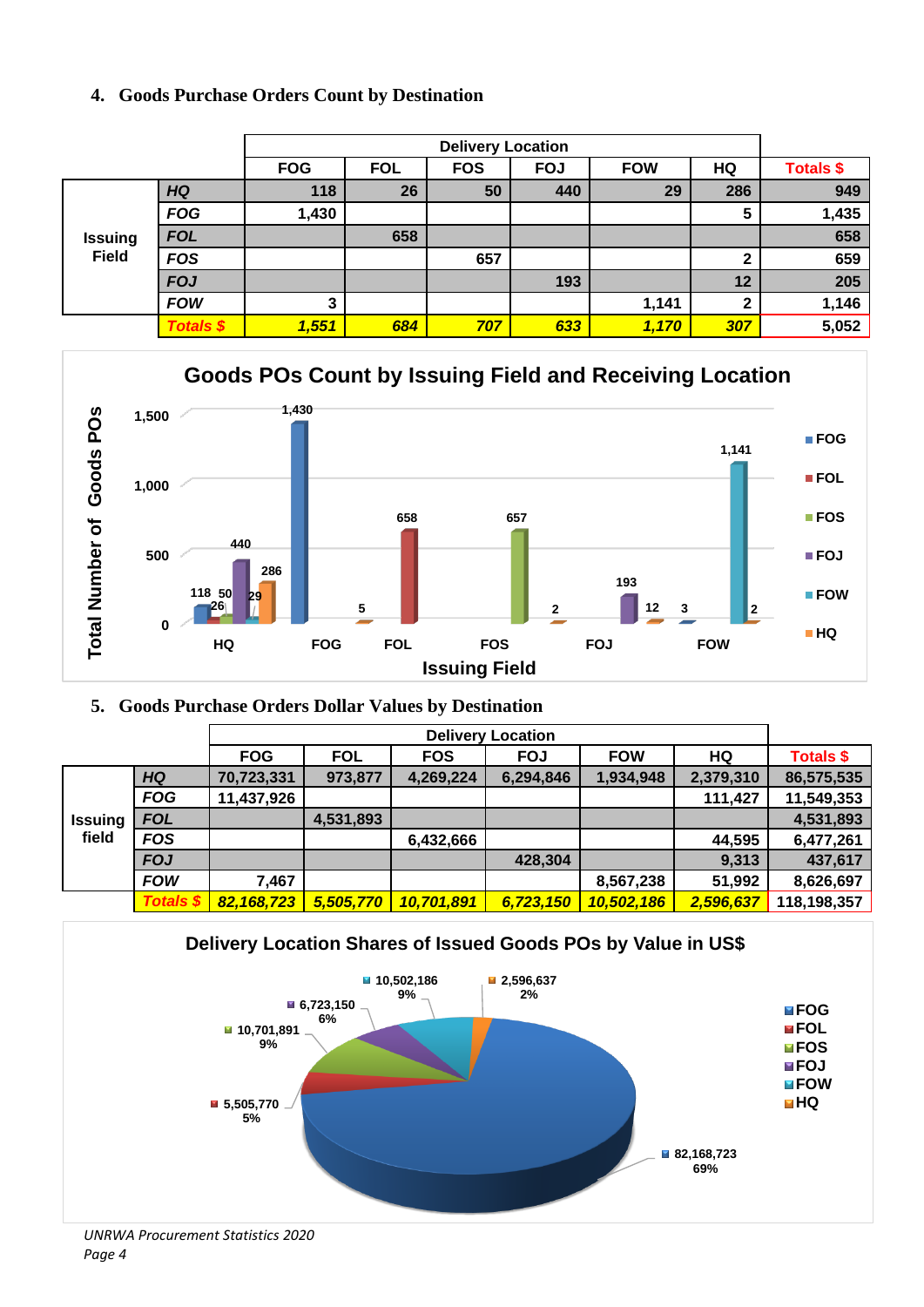## 4. Goods Purchase Orders Count by Destination

| | | Delivery Location | | | | | | |
|---|---|---|---|---|---|---|---|---|
| | | FOG | FOL | FOS | FOJ | FOW | HQ | Totals $ |
| Issuing Field | HQ | 118 | 26 | 50 | 440 | 29 | 286 | 949 |
| | FOG | 1,430 | | | | | 5 | 1,435 |
| | FOL | | 658 | | | | | 658 |
| | FOS | | | 657 | | | 2 | 659 |
| | FOJ | | | | 193 | | 12 | 205 |
| | FOW | 3 | | | | 1,141 | 2 | 1,146 |
| | Totals $ | 1,551 | 684 | 707 | 633 | 1,170 | 307 | 5,052 |

**Goods POs Count by Issuing Field and Receiving Location**

| Issuing Field | FOG | FOL | FOS | FOJ | FOW | HQ |
|---|---|---|---|---|---|---|
| HQ | 118 | 26 | 50 | 440 | 29 | 286 |
| FOG | 1,430 | | | | | 5 |
| FOL | | 658 | | | | |
| FOS | | | 657 | | | 2 |
| FOJ | | | | 193 | | 12 |
| FOW | 3 | | | | 1,141 | 2 |

## 5. Goods Purchase Orders Dollar Values by Destination

| | | Delivery Location | | | | | | |
|---|---|---|---|---|---|---|---|---|
| | | FOG | FOL | FOS | FOJ | FOW | HQ | Totals $ |
| Issuing field | HQ | 70,723,331 | 973,877 | 4,269,224 | 6,294,846 | 1,934,948 | 2,379,310 | 86,575,535 |
| | FOG | 11,437,926 | | | | | 111,427 | 11,549,353 |
| | FOL | | 4,531,893 | | | | | 4,531,893 |
| | FOS | | | 6,432,666 | | | 44,595 | 6,477,261 |
| | FOJ | | | | 428,304 | | 9,313 | 437,617 |
| | FOW | 7,467 | | | | 8,567,238 | 51,992 | 8,626,697 |
| | Totals $ | 82,168,723 | 5,505,770 | 10,701,891 | 6,723,150 | 10,502,186 | 2,596,637 | 118,198,357 |

**Delivery Location Shares of Issued Goods POs by Value in US$**

| Delivery Location | Value | Share |
|---|---|---|
| FOG | 82,168,723 | 69% |
| FOL | 5,505,770 | 5% |
| FOS | 10,701,891 | 9% |
| FOJ | 6,723,150 | 6% |
| FOW | 10,502,186 | 9% |
| HQ | 2,596,637 | 2% |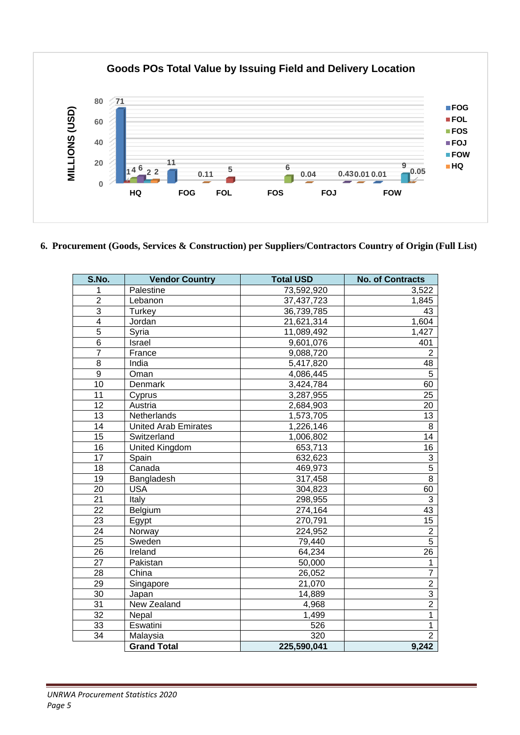**Goods POs Total Value by Issuing Field and Delivery Location**

MILLIONS (USD)

| Delivery Location | FOG | FOL | FOS | FOJ | FOW | HQ |
|---|---|---|---|---|---|---|
| HQ | 71 | 1 | 4 | 6 | 2 | 2 |
| FOG | 11 | | | | | 0.11 |
| FOL | | 5 | | | | |
| FOS | | | 6 | | | 0.04 |
| FOJ | | | | 0.43 | | 0.01 |
| FOW | 0.01 | | | | 9 | 0.05 |

## 6. Procurement (Goods, Services & Construction) per Suppliers/Contractors Country of Origin (Full List)

| S.No. | Vendor Country | Total USD | No. of Contracts |
|---|---|---|---|
| 1 | Palestine | 73,592,920 | 3,522 |
| 2 | Lebanon | 37,437,723 | 1,845 |
| 3 | Turkey | 36,739,785 | 43 |
| 4 | Jordan | 21,621,314 | 1,604 |
| 5 | Syria | 11,089,492 | 1,427 |
| 6 | Israel | 9,601,076 | 401 |
| 7 | France | 9,088,720 | 2 |
| 8 | India | 5,417,820 | 48 |
| 9 | Oman | 4,086,445 | 5 |
| 10 | Denmark | 3,424,784 | 60 |
| 11 | Cyprus | 3,287,955 | 25 |
| 12 | Austria | 2,684,903 | 20 |
| 13 | Netherlands | 1,573,705 | 13 |
| 14 | United Arab Emirates | 1,226,146 | 8 |
| 15 | Switzerland | 1,006,802 | 14 |
| 16 | United Kingdom | 653,713 | 16 |
| 17 | Spain | 632,623 | 3 |
| 18 | Canada | 469,973 | 5 |
| 19 | Bangladesh | 317,458 | 8 |
| 20 | USA | 304,823 | 60 |
| 21 | Italy | 298,955 | 3 |
| 22 | Belgium | 274,164 | 43 |
| 23 | Egypt | 270,791 | 15 |
| 24 | Norway | 224,952 | 2 |
| 25 | Sweden | 79,440 | 5 |
| 26 | Ireland | 64,234 | 26 |
| 27 | Pakistan | 50,000 | 1 |
| 28 | China | 26,052 | 7 |
| 29 | Singapore | 21,070 | 2 |
| 30 | Japan | 14,889 | 3 |
| 31 | New Zealand | 4,968 | 2 |
| 32 | Nepal | 1,499 | 1 |
| 33 | Eswatini | 526 | 1 |
| 34 | Malaysia | 320 | 2 |
| | **Grand Total** | **225,590,041** | **9,242** |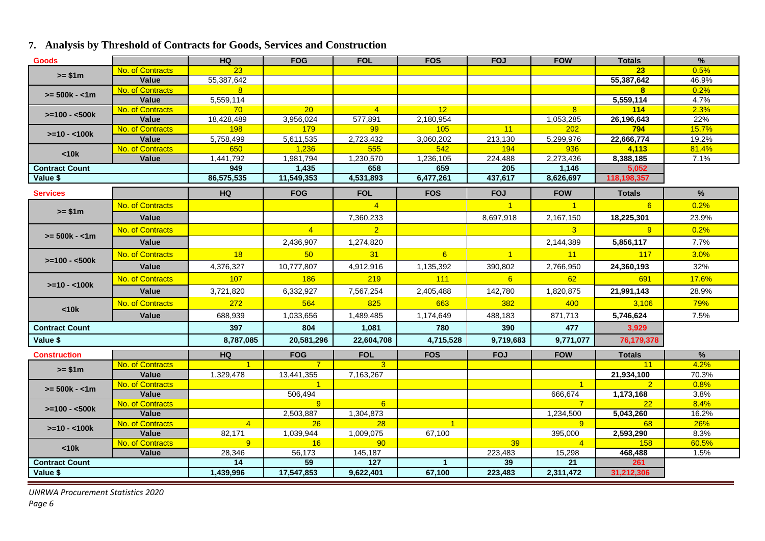## 7. Analysis by Threshold of Contracts for Goods, Services and Construction

| Goods | | HQ | FOG | FOL | FOS | FOJ | FOW | Totals | % |
|---|---|---|---|---|---|---|---|---|---|
| >= $1m | No. of Contracts | 23 | | | | | | 23 | 0.5% |
| | Value | 55,387,642 | | | | | | 55,387,642 | 46.9% |
| >= 500k - <1m | No. of Contracts | 8 | | | | | | 8 | 0.2% |
| | Value | 5,559,114 | | | | | | 5,559,114 | 4.7% |
| >=100 - <500k | No. of Contracts | 70 | 20 | 4 | 12 | | 8 | 114 | 2.3% |
| | Value | 18,428,489 | 3,956,024 | 577,891 | 2,180,954 | | 1,053,285 | 26,196,643 | 22% |
| >=10 - <100k | No. of Contracts | 198 | 179 | 99 | 105 | 11 | 202 | 794 | 15.7% |
| | Value | 5,758,499 | 5,611,535 | 2,723,432 | 3,060,202 | 213,130 | 5,299,976 | 22,666,774 | 19.2% |
| <10k | No. of Contracts | 650 | 1,236 | 555 | 542 | 194 | 936 | 4,113 | 81.4% |
| | Value | 1,441,792 | 1,981,794 | 1,230,570 | 1,236,105 | 224,488 | 2,273,436 | 8,388,185 | 7.1% |
| Contract Count | | 949 | 1,435 | 658 | 659 | 205 | 1,146 | 5,052 | |
| Value $ | | 86,575,535 | 11,549,353 | 4,531,893 | 6,477,261 | 437,617 | 8,626,697 | 118,198,357 | |

| Services | | HQ | FOG | FOL | FOS | FOJ | FOW | Totals | % |
|---|---|---|---|---|---|---|---|---|---|
| >= $1m | No. of Contracts | | | 4 | | 1 | 1 | 6 | 0.2% |
| | Value | | | 7,360,233 | | 8,697,918 | 2,167,150 | 18,225,301 | 23.9% |
| >= 500k - <1m | No. of Contracts | | 4 | 2 | | | 3 | 9 | 0.2% |
| | Value | | 2,436,907 | 1,274,820 | | | 2,144,389 | 5,856,117 | 7.7% |
| >=100 - <500k | No. of Contracts | 18 | 50 | 31 | 6 | 1 | 11 | 117 | 3.0% |
| | Value | 4,376,327 | 10,777,807 | 4,912,916 | 1,135,392 | 390,802 | 2,766,950 | 24,360,193 | 32% |
| >=10 - <100k | No. of Contracts | 107 | 186 | 219 | 111 | 6 | 62 | 691 | 17.6% |
| | Value | 3,721,820 | 6,332,927 | 7,567,254 | 2,405,488 | 142,780 | 1,820,875 | 21,991,143 | 28.9% |
| <10k | No. of Contracts | 272 | 564 | 825 | 663 | 382 | 400 | 3,106 | 79% |
| | Value | 688,939 | 1,033,656 | 1,489,485 | 1,174,649 | 488,183 | 871,713 | 5,746,624 | 7.5% |
| Contract Count | | 397 | 804 | 1,081 | 780 | 390 | 477 | 3,929 | |
| Value $ | | 8,787,085 | 20,581,296 | 22,604,708 | 4,715,528 | 9,719,683 | 9,771,077 | 76,179,378 | |

| Construction | | HQ | FOG | FOL | FOS | FOJ | FOW | Totals | % |
|---|---|---|---|---|---|---|---|---|---|
| >= $1m | No. of Contracts | 1 | 7 | 3 | | | | 11 | 4.2% |
| | Value | 1,329,478 | 13,441,355 | 7,163,267 | | | | 21,934,100 | 70.3% |
| >= 500k - <1m | No. of Contracts | | 1 | | | | 1 | 2 | 0.8% |
| | Value | | 506,494 | | | | 666,674 | 1,173,168 | 3.8% |
| >=100 - <500k | No. of Contracts | | 9 | 6 | | | 7 | 22 | 8.4% |
| | Value | | 2,503,887 | 1,304,873 | | | 1,234,500 | 5,043,260 | 16.2% |
| >=10 - <100k | No. of Contracts | 4 | 26 | 28 | 1 | | 9 | 68 | 26% |
| | Value | 82,171 | 1,039,944 | 1,009,075 | 67,100 | | 395,000 | 2,593,290 | 8.3% |
| <10k | No. of Contracts | 9 | 16 | 90 | | 39 | 4 | 158 | 60.5% |
| | Value | 28,346 | 56,173 | 145,187 | | 223,483 | 15,298 | 468,488 | 1.5% |
| Contract Count | | 14 | 59 | 127 | 1 | 39 | 21 | 261 | |
| Value $ | | 1,439,996 | 17,547,853 | 9,622,401 | 67,100 | 223,483 | 2,311,472 | 31,212,306 | |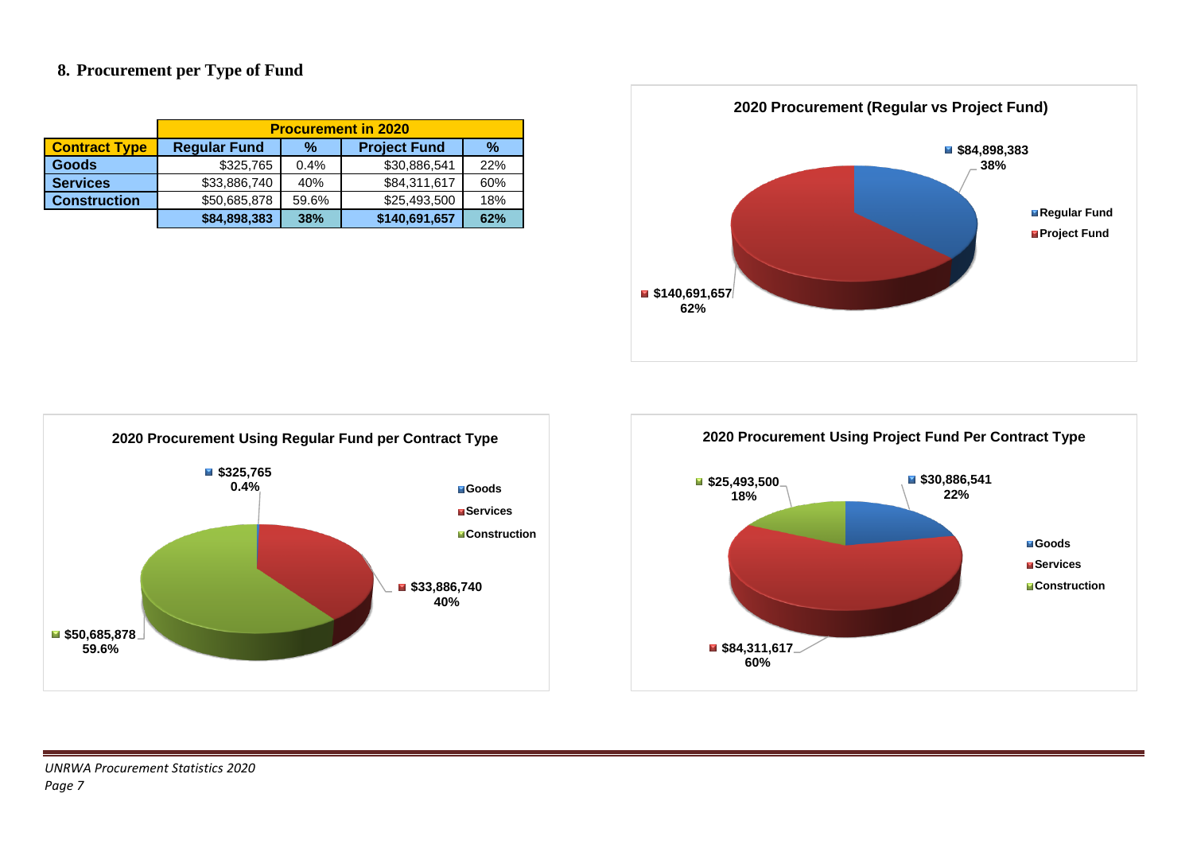## 8. Procurement per Type of Fund

| | Procurement in 2020 | | | |
|---|---|---|---|---|
| **Contract Type** | **Regular Fund** | **%** | **Project Fund** | **%** |
| **Goods** | $325,765 | 0.4% | $30,886,541 | 22% |
| **Services** | $33,886,740 | 40% | $84,311,617 | 60% |
| **Construction** | $50,685,878 | 59.6% | $25,493,500 | 18% |
| | **$84,898,383** | **38%** | **$140,691,657** | **62%** |

**2020 Procurement (Regular vs Project Fund)**

- Regular Fund: $84,898,383 (38%)
- Project Fund: $140,691,657 (62%)

**2020 Procurement Using Regular Fund per Contract Type**

- Goods: $325,765 (0.4%)
- Services: $33,886,740 (40%)
- Construction: $50,685,878 (59.6%)

**2020 Procurement Using Project Fund Per Contract Type**

- Goods: $30,886,541 (22%)
- Services: $84,311,617 (60%)
- Construction: $25,493,500 (18%)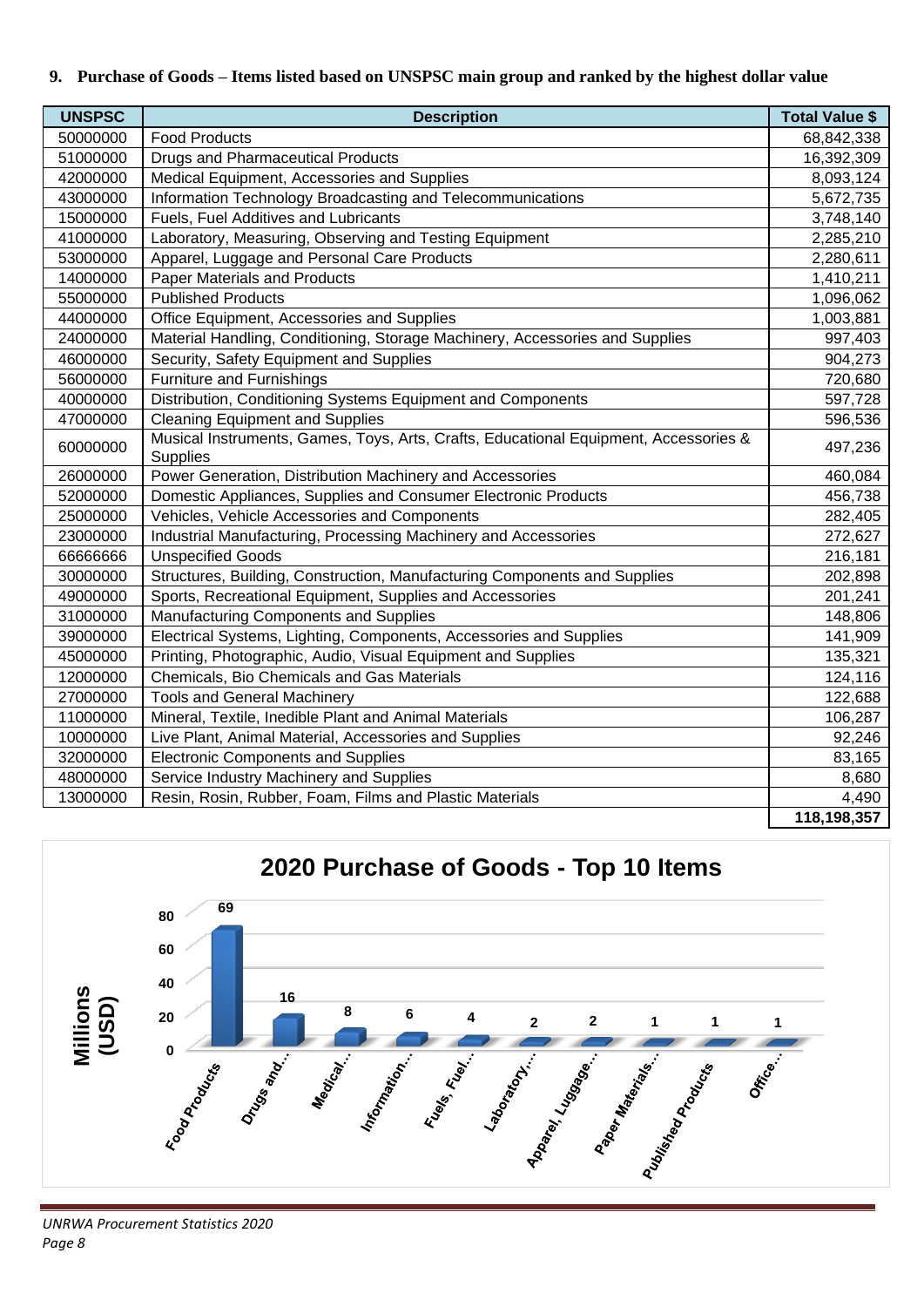## 9. Purchase of Goods – Items listed based on UNSPSC main group and ranked by the highest dollar value

| UNSPSC | Description | Total Value $ |
|---|---|---|
| 50000000 | Food Products | 68,842,338 |
| 51000000 | Drugs and Pharmaceutical Products | 16,392,309 |
| 42000000 | Medical Equipment, Accessories and Supplies | 8,093,124 |
| 43000000 | Information Technology Broadcasting and Telecommunications | 5,672,735 |
| 15000000 | Fuels, Fuel Additives and Lubricants | 3,748,140 |
| 41000000 | Laboratory, Measuring, Observing and Testing Equipment | 2,285,210 |
| 53000000 | Apparel, Luggage and Personal Care Products | 2,280,611 |
| 14000000 | Paper Materials and Products | 1,410,211 |
| 55000000 | Published Products | 1,096,062 |
| 44000000 | Office Equipment, Accessories and Supplies | 1,003,881 |
| 24000000 | Material Handling, Conditioning, Storage Machinery, Accessories and Supplies | 997,403 |
| 46000000 | Security, Safety Equipment and Supplies | 904,273 |
| 56000000 | Furniture and Furnishings | 720,680 |
| 40000000 | Distribution, Conditioning Systems Equipment and Components | 597,728 |
| 47000000 | Cleaning Equipment and Supplies | 596,536 |
| 60000000 | Musical Instruments, Games, Toys, Arts, Crafts, Educational Equipment, Accessories & Supplies | 497,236 |
| 26000000 | Power Generation, Distribution Machinery and Accessories | 460,084 |
| 52000000 | Domestic Appliances, Supplies and Consumer Electronic Products | 456,738 |
| 25000000 | Vehicles, Vehicle Accessories and Components | 282,405 |
| 23000000 | Industrial Manufacturing, Processing Machinery and Accessories | 272,627 |
| 66666666 | Unspecified Goods | 216,181 |
| 30000000 | Structures, Building, Construction, Manufacturing Components and Supplies | 202,898 |
| 49000000 | Sports, Recreational Equipment, Supplies and Accessories | 201,241 |
| 31000000 | Manufacturing Components and Supplies | 148,806 |
| 39000000 | Electrical Systems, Lighting, Components, Accessories and Supplies | 141,909 |
| 45000000 | Printing, Photographic, Audio, Visual Equipment and Supplies | 135,321 |
| 12000000 | Chemicals, Bio Chemicals and Gas Materials | 124,116 |
| 27000000 | Tools and General Machinery | 122,688 |
| 11000000 | Mineral, Textile, Inedible Plant and Animal Materials | 106,287 |
| 10000000 | Live Plant, Animal Material, Accessories and Supplies | 92,246 |
| 32000000 | Electronic Components and Supplies | 83,165 |
| 48000000 | Service Industry Machinery and Supplies | 8,680 |
| 13000000 | Resin, Rosin, Rubber, Foam, Films and Plastic Materials | 4,490 |
| | | **118,198,357** |

### 2020 Purchase of Goods - Top 10 Items

| Item | Millions (USD) |
|---|---|
| Food Products | 69 |
| Drugs and… | 16 |
| Medical… | 8 |
| Information… | 6 |
| Fuels, Fuel… | 4 |
| Laboratory,… | 2 |
| Apparel, Luggage… | 2 |
| Paper Materials… | 1 |
| Published Products | 1 |
| Office… | 1 |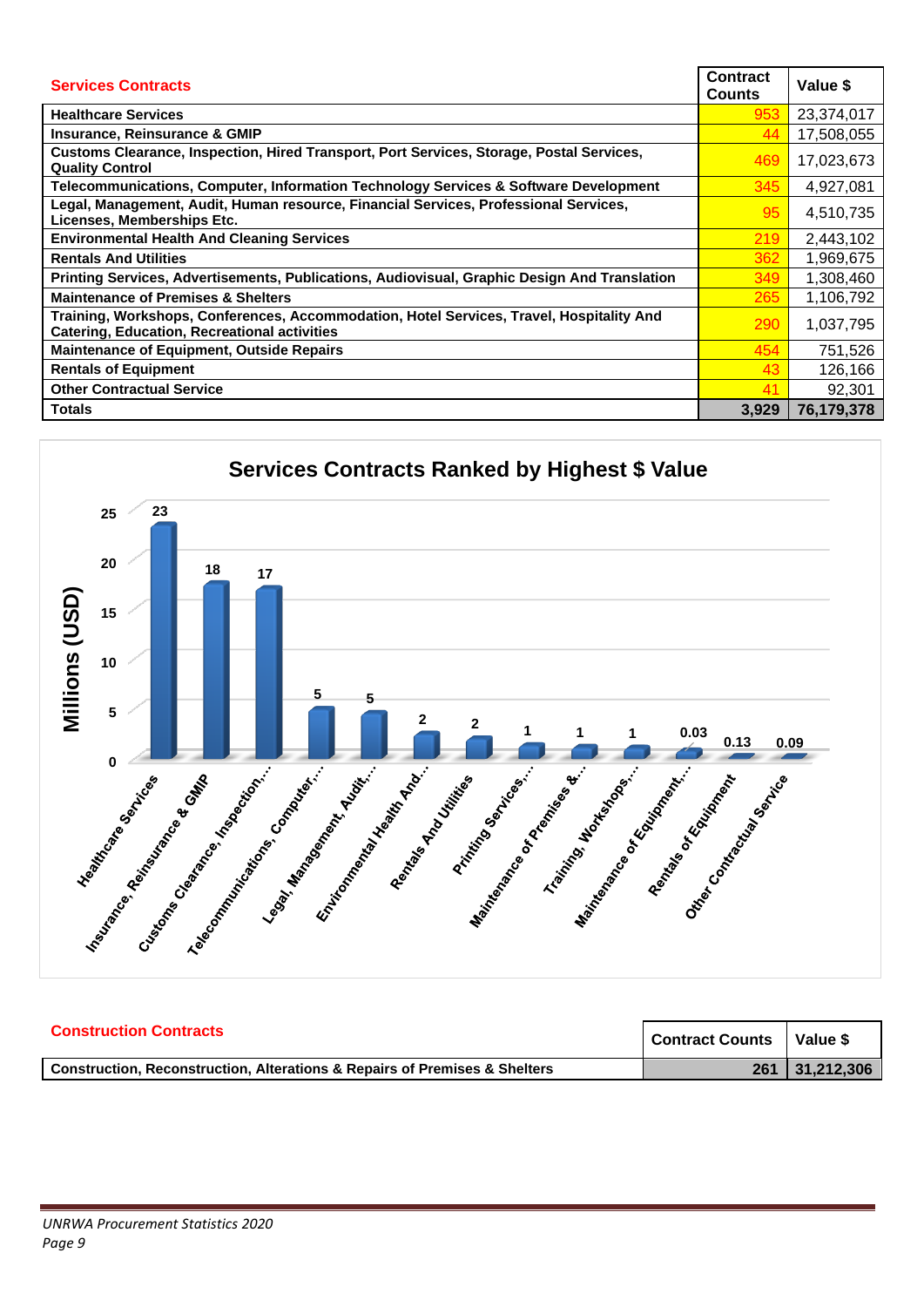| Services Contracts | Contract Counts | Value $ |
|---|---|---|
| **Healthcare Services** | 953 | 23,374,017 |
| **Insurance, Reinsurance & GMIP** | 44 | 17,508,055 |
| **Customs Clearance, Inspection, Hired Transport, Port Services, Storage, Postal Services, Quality Control** | 469 | 17,023,673 |
| **Telecommunications, Computer, Information Technology Services & Software Development** | 345 | 4,927,081 |
| **Legal, Management, Audit, Human resource, Financial Services, Professional Services, Licenses, Memberships Etc.** | 95 | 4,510,735 |
| **Environmental Health And Cleaning Services** | 219 | 2,443,102 |
| **Rentals And Utilities** | 362 | 1,969,675 |
| **Printing Services, Advertisements, Publications, Audiovisual, Graphic Design And Translation** | 349 | 1,308,460 |
| **Maintenance of Premises & Shelters** | 265 | 1,106,792 |
| **Training, Workshops, Conferences, Accommodation, Hotel Services, Travel, Hospitality And Catering, Education, Recreational activities** | 290 | 1,037,795 |
| **Maintenance of Equipment, Outside Repairs** | 454 | 751,526 |
| **Rentals of Equipment** | 43 | 126,166 |
| **Other Contractual Service** | 41 | 92,301 |
| **Totals** | **3,929** | **76,179,378** |

**Services Contracts Ranked by Highest $ Value**

Millions (USD)

0, 5, 10, 15, 20, 25

23, 18, 17, 5, 5, 2, 2, 1, 1, 1, 0.03, 0.13, 0.09

Healthcare Services, Insurance, Reinsurance & GMIP, Customs Clearance, Inspection,..., Telecommunications, Computer,..., Legal, Management, Audit,..., Environmental Health And..., Rentals And Utilities, Printing Services,..., Maintenance of Premises &..., Training, Workshops,..., Maintenance of Equipment,..., Rentals of Equipment, Other Contractual Service

| Construction Contracts | Contract Counts | Value $ |
|---|---|---|
| **Construction, Reconstruction, Alterations & Repairs of Premises & Shelters** | **261** | **31,212,306** |